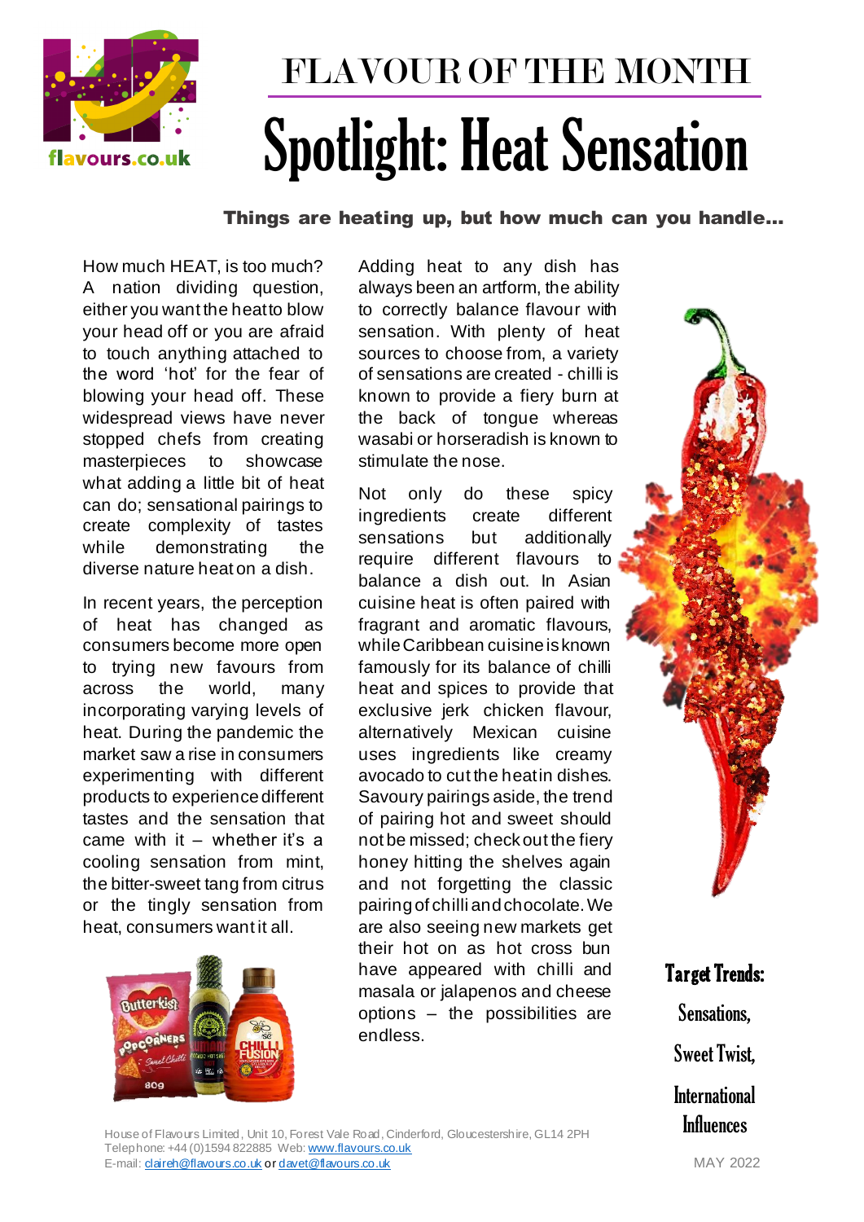# FLAVOUR OF THE MONTH

# Spotlight: Heat Sensation

**Things are heating up, but how much can you handle…**

How much HEAT, is too much? A nation dividing question, either you want the heat to blow your head off or you are afraid to touch anything attached to the word 'hot' for the fear of blowing your head off. These widespread views have never stopped chefs from creating masterpieces to showcase what adding a little bit of heat can do; sensational pairings to create complexity of tastes while demonstrating the diverse nature heat on a dish.

In recent years, the perception of heat has changed as consumers become more open to trying new flavours from across the world, many incorporating varying levels of heat. During the pandemic the market saw a rise in consumers experimenting with different products to experience different tastes and the sensation that came with it – whether it's a cooling sensation from mint, the bitter-sweet tang from citrus or the tingly sensation from heat, consumers want it all.

Adding heat to any dish has always been an artform, the ability to correctly balance flavour with sensation. With plenty of heat sources to choose from, a variety of sensations are created - chilli is known to provide a fiery burn at the back of tongue whereas wasabi or horseradish is known to stimulate the nose.

Not only do these spicy ingredients create different sensations but additionally require different flavours to balance a dish out. In Asian cuisine heat is often paired with fragrant and aromatic flavours, while Caribbean cuisine is known famously for its balance of chilli heat and spices to provide that exclusive jerk chicken flavour, alternatively Mexican cuisine uses ingredients like creamy avocado to cut the heat in dishes. Savoury pairings aside, the trend of pairing hot and sweet should not be missed; check out the fiery honey hitting the shelves again and not forgetting the classic pairing of chilli and chocolate. We are also seeing new markets get their hot on as hot cross bun have appeared with chilli and masala or jalapenos and cheese options – the possibilities are endless.

**Target Trends:**

Sensations,

Sweet Twist,

International Influences

House of Flavours Limited, Unit 10, Forest Vale Road, Cinderford, Gloucestershire, GL14 2PH
Telephone: +44 (0)1594 822885 Web: www.flavours.co.uk
E-mail: claireh@flavours.co.uk or davet@flavours.co.uk

MAY 2022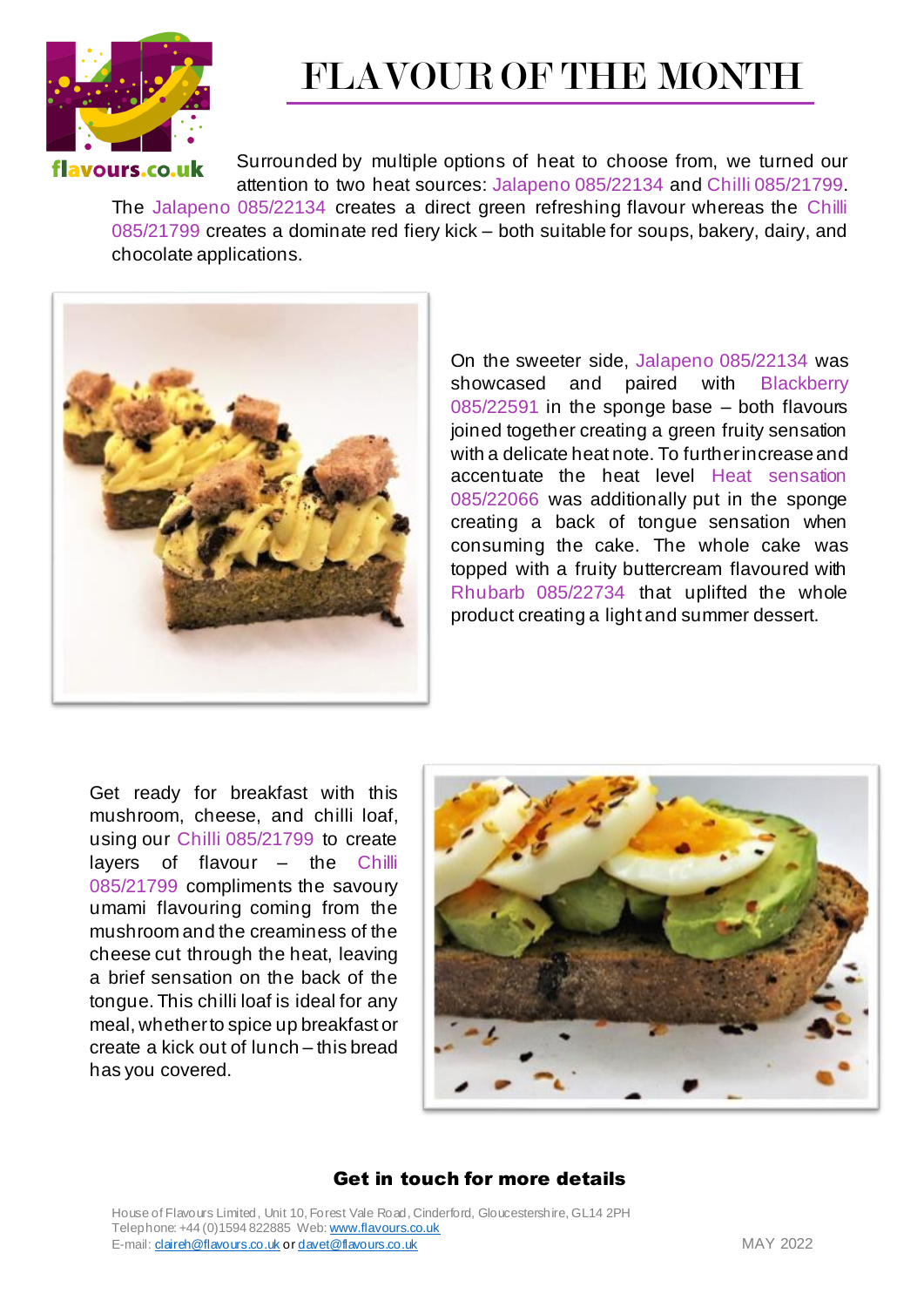# FLAVOUR OF THE MONTH

Surrounded by multiple options of heat to choose from, we turned our attention to two heat sources: Jalapeno 085/22134 and Chilli 085/21799. The Jalapeno 085/22134 creates a direct green refreshing flavour whereas the Chilli 085/21799 creates a dominate red fiery kick – both suitable for soups, bakery, dairy, and chocolate applications.

On the sweeter side, Jalapeno 085/22134 was showcased and paired with Blackberry 085/22591 in the sponge base – both flavours joined together creating a green fruity sensation with a delicate heat note. To further increase and accentuate the heat level Heat sensation 085/22066 was additionally put in the sponge creating a back of tongue sensation when consuming the cake. The whole cake was topped with a fruity buttercream flavoured with Rhubarb 085/22734 that uplifted the whole product creating a light and summer dessert.

Get ready for breakfast with this mushroom, cheese, and chilli loaf, using our Chilli 085/21799 to create layers of flavour – the Chilli 085/21799 compliments the savoury umami flavouring coming from the mushroom and the creaminess of the cheese cut through the heat, leaving a brief sensation on the back of the tongue. This chilli loaf is ideal for any meal, whether to spice up breakfast or create a kick out of lunch – this bread has you covered.

**Get in touch for more details**

House of Flavours Limited, Unit 10, Forest Vale Road, Cinderford, Gloucestershire, GL14 2PH
Telephone: +44 (0)1594 822885 Web: www.flavours.co.uk
E-mail: claireh@flavours.co.uk or davet@flavours.co.uk

MAY 2022